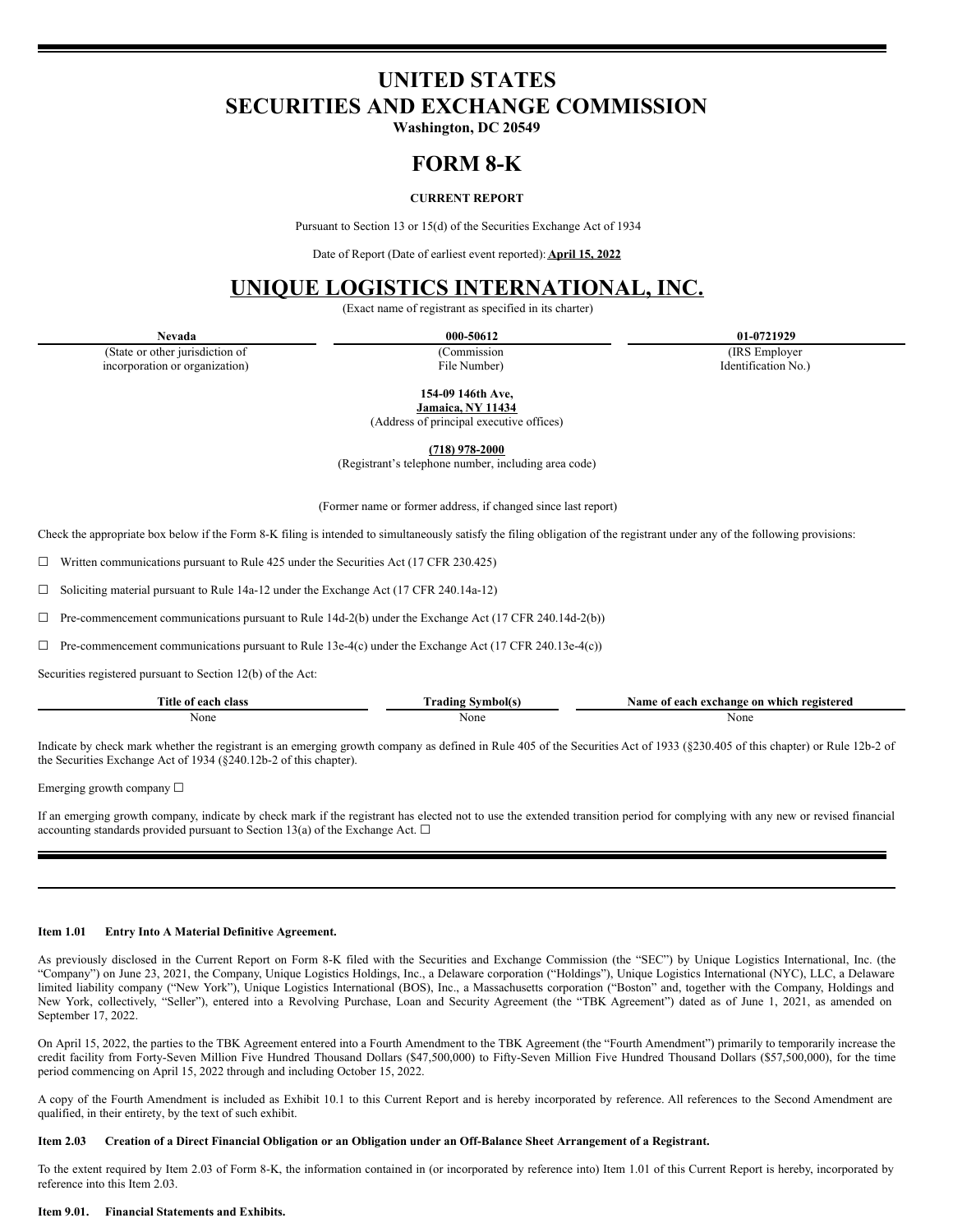# UNITED STATES
# SECURITIES AND EXCHANGE COMMISSION

**Washington, DC 20549**

# FORM 8-K

**CURRENT REPORT**

Pursuant to Section 13 or 15(d) of the Securities Exchange Act of 1934

Date of Report (Date of earliest event reported): **April 15, 2022**

# UNIQUE LOGISTICS INTERNATIONAL, INC.

(Exact name of registrant as specified in its charter)

| **Nevada** | **000-50612** | **01-0721929** |
|---|---|---|
| (State or other jurisdiction of incorporation or organization) | (Commission File Number) | (IRS Employer Identification No.) |

**154-09 146th Ave,**
**Jamaica, NY 11434**
(Address of principal executive offices)

**(718) 978-2000**
(Registrant's telephone number, including area code)

(Former name or former address, if changed since last report)

Check the appropriate box below if the Form 8-K filing is intended to simultaneously satisfy the filing obligation of the registrant under any of the following provisions:

☐ Written communications pursuant to Rule 425 under the Securities Act (17 CFR 230.425)

☐ Soliciting material pursuant to Rule 14a-12 under the Exchange Act (17 CFR 240.14a-12)

☐ Pre-commencement communications pursuant to Rule 14d-2(b) under the Exchange Act (17 CFR 240.14d-2(b))

☐ Pre-commencement communications pursuant to Rule 13e-4(c) under the Exchange Act (17 CFR 240.13e-4(c))

Securities registered pursuant to Section 12(b) of the Act:

| Title of each class | Trading Symbol(s) | Name of each exchange on which registered |
|---|---|---|
| None | None | None |

Indicate by check mark whether the registrant is an emerging growth company as defined in Rule 405 of the Securities Act of 1933 (§230.405 of this chapter) or Rule 12b-2 of the Securities Exchange Act of 1934 (§240.12b-2 of this chapter).

Emerging growth company ☐

If an emerging growth company, indicate by check mark if the registrant has elected not to use the extended transition period for complying with any new or revised financial accounting standards provided pursuant to Section 13(a) of the Exchange Act. ☐

**Item 1.01 Entry Into A Material Definitive Agreement.**

As previously disclosed in the Current Report on Form 8-K filed with the Securities and Exchange Commission (the "SEC") by Unique Logistics International, Inc. (the "Company") on June 23, 2021, the Company, Unique Logistics Holdings, Inc., a Delaware corporation ("Holdings"), Unique Logistics International (NYC), LLC, a Delaware limited liability company ("New York"), Unique Logistics International (BOS), Inc., a Massachusetts corporation ("Boston" and, together with the Company, Holdings and New York, collectively, "Seller"), entered into a Revolving Purchase, Loan and Security Agreement (the "TBK Agreement") dated as of June 1, 2021, as amended on September 17, 2022.

On April 15, 2022, the parties to the TBK Agreement entered into a Fourth Amendment to the TBK Agreement (the "Fourth Amendment") primarily to temporarily increase the credit facility from Forty-Seven Million Five Hundred Thousand Dollars ($47,500,000) to Fifty-Seven Million Five Hundred Thousand Dollars ($57,500,000), for the time period commencing on April 15, 2022 through and including October 15, 2022.

A copy of the Fourth Amendment is included as Exhibit 10.1 to this Current Report and is hereby incorporated by reference. All references to the Second Amendment are qualified, in their entirety, by the text of such exhibit.

**Item 2.03 Creation of a Direct Financial Obligation or an Obligation under an Off-Balance Sheet Arrangement of a Registrant.**

To the extent required by Item 2.03 of Form 8-K, the information contained in (or incorporated by reference into) Item 1.01 of this Current Report is hereby, incorporated by reference into this Item 2.03.

**Item 9.01. Financial Statements and Exhibits.**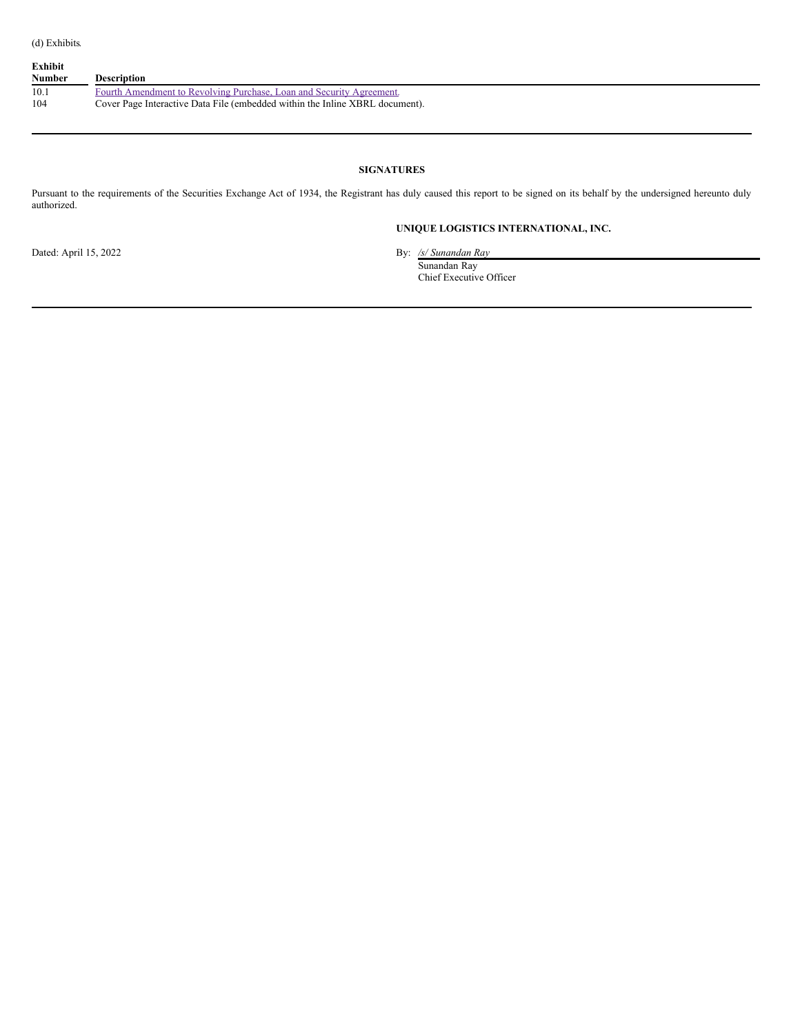(d) Exhibits.

| Exhibit Number | Description |
| --- | --- |
| 10.1 | Fourth Amendment to Revolving Purchase, Loan and Security Agreement. |
| 104 | Cover Page Interactive Data File (embedded within the Inline XBRL document). |

## SIGNATURES

Pursuant to the requirements of the Securities Exchange Act of 1934, the Registrant has duly caused this report to be signed on its behalf by the undersigned hereunto duly authorized.

**UNIQUE LOGISTICS INTERNATIONAL, INC.**

Dated: April 15, 2022

By: */s/ Sunandan Ray*
Sunandan Ray
Chief Executive Officer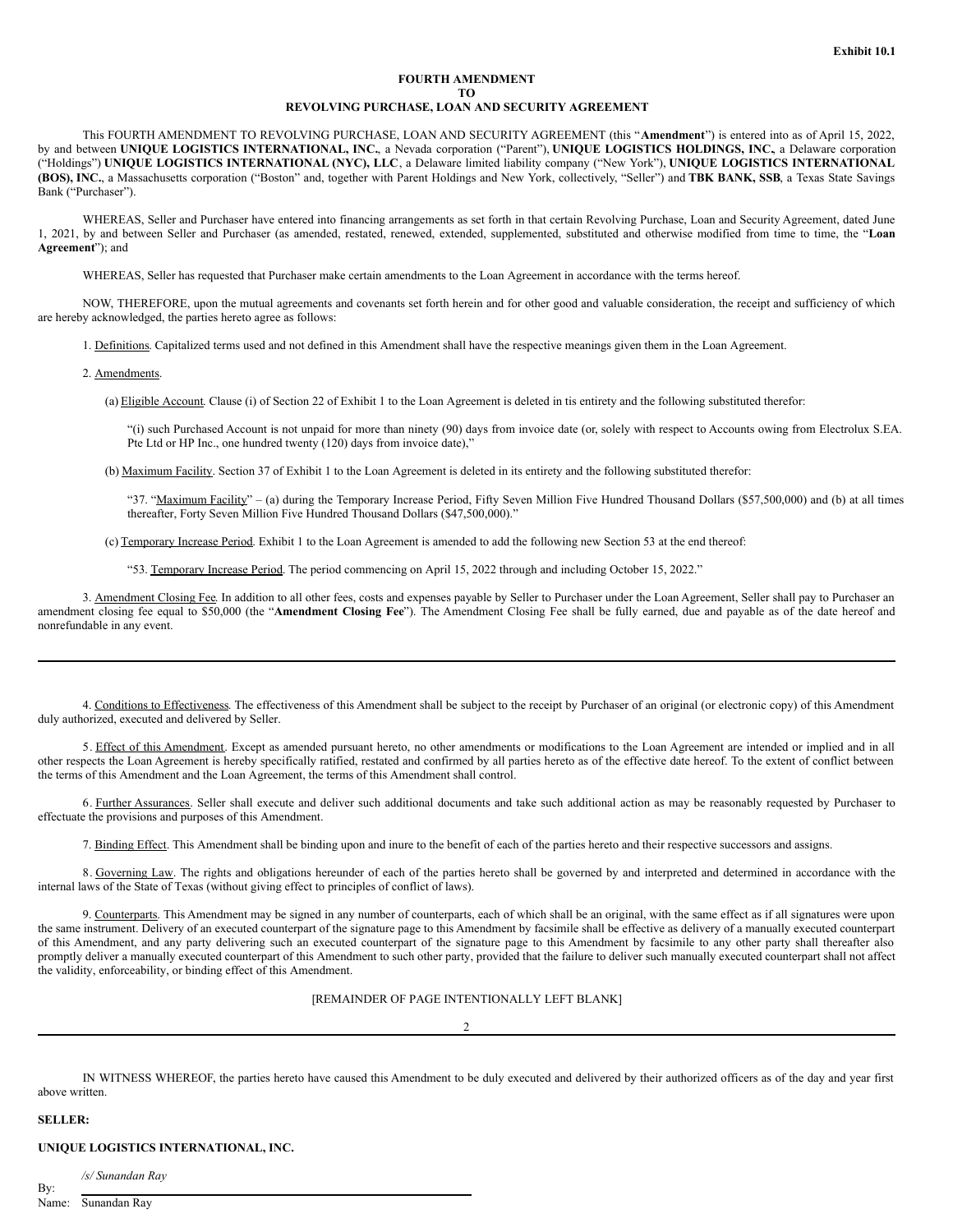**Exhibit 10.1**

**FOURTH AMENDMENT**
**TO**
**REVOLVING PURCHASE, LOAN AND SECURITY AGREEMENT**

This FOURTH AMENDMENT TO REVOLVING PURCHASE, LOAN AND SECURITY AGREEMENT (this "**Amendment**") is entered into as of April 15, 2022, by and between **UNIQUE LOGISTICS INTERNATIONAL, INC.**, a Nevada corporation ("Parent"), **UNIQUE LOGISTICS HOLDINGS, INC.**, a Delaware corporation ("Holdings") **UNIQUE LOGISTICS INTERNATIONAL (NYC), LLC**, a Delaware limited liability company ("New York"), **UNIQUE LOGISTICS INTERNATIONAL (BOS), INC.**, a Massachusetts corporation ("Boston" and, together with Parent Holdings and New York, collectively, "Seller") and **TBK BANK, SSB**, a Texas State Savings Bank ("Purchaser").

WHEREAS, Seller and Purchaser have entered into financing arrangements as set forth in that certain Revolving Purchase, Loan and Security Agreement, dated June 1, 2021, by and between Seller and Purchaser (as amended, restated, renewed, extended, supplemented, substituted and otherwise modified from time to time, the "**Loan Agreement**"); and

WHEREAS, Seller has requested that Purchaser make certain amendments to the Loan Agreement in accordance with the terms hereof.

NOW, THEREFORE, upon the mutual agreements and covenants set forth herein and for other good and valuable consideration, the receipt and sufficiency of which are hereby acknowledged, the parties hereto agree as follows:

1. Definitions. Capitalized terms used and not defined in this Amendment shall have the respective meanings given them in the Loan Agreement.

2. Amendments.

(a) Eligible Account. Clause (i) of Section 22 of Exhibit 1 to the Loan Agreement is deleted in tis entirety and the following substituted therefor:

"(i) such Purchased Account is not unpaid for more than ninety (90) days from invoice date (or, solely with respect to Accounts owing from Electrolux S.EA. Pte Ltd or HP Inc., one hundred twenty (120) days from invoice date),"

(b) Maximum Facility. Section 37 of Exhibit 1 to the Loan Agreement is deleted in its entirety and the following substituted therefor:

"37. "Maximum Facility" – (a) during the Temporary Increase Period, Fifty Seven Million Five Hundred Thousand Dollars ($57,500,000) and (b) at all times thereafter, Forty Seven Million Five Hundred Thousand Dollars ($47,500,000)."

(c) Temporary Increase Period. Exhibit 1 to the Loan Agreement is amended to add the following new Section 53 at the end thereof:

"53. Temporary Increase Period. The period commencing on April 15, 2022 through and including October 15, 2022."

3. Amendment Closing Fee. In addition to all other fees, costs and expenses payable by Seller to Purchaser under the Loan Agreement, Seller shall pay to Purchaser an amendment closing fee equal to $50,000 (the "**Amendment Closing Fee**"). The Amendment Closing Fee shall be fully earned, due and payable as of the date hereof and nonrefundable in any event.

4. Conditions to Effectiveness. The effectiveness of this Amendment shall be subject to the receipt by Purchaser of an original (or electronic copy) of this Amendment duly authorized, executed and delivered by Seller.

5. Effect of this Amendment. Except as amended pursuant hereto, no other amendments or modifications to the Loan Agreement are intended or implied and in all other respects the Loan Agreement is hereby specifically ratified, restated and confirmed by all parties hereto as of the effective date hereof. To the extent of conflict between the terms of this Amendment and the Loan Agreement, the terms of this Amendment shall control.

6. Further Assurances. Seller shall execute and deliver such additional documents and take such additional action as may be reasonably requested by Purchaser to effectuate the provisions and purposes of this Amendment.

7. Binding Effect. This Amendment shall be binding upon and inure to the benefit of each of the parties hereto and their respective successors and assigns.

8. Governing Law. The rights and obligations hereunder of each of the parties hereto shall be governed by and interpreted and determined in accordance with the internal laws of the State of Texas (without giving effect to principles of conflict of laws).

9. Counterparts. This Amendment may be signed in any number of counterparts, each of which shall be an original, with the same effect as if all signatures were upon the same instrument. Delivery of an executed counterpart of the signature page to this Amendment by facsimile shall be effective as delivery of a manually executed counterpart of this Amendment, and any party delivering such an executed counterpart of the signature page to this Amendment by facsimile to any other party shall thereafter also promptly deliver a manually executed counterpart of this Amendment to such other party, provided that the failure to deliver such manually executed counterpart shall not affect the validity, enforceability, or binding effect of this Amendment.

[REMAINDER OF PAGE INTENTIONALLY LEFT BLANK]

IN WITNESS WHEREOF, the parties hereto have caused this Amendment to be duly executed and delivered by their authorized officers as of the day and year first above written.

**SELLER:**

**UNIQUE LOGISTICS INTERNATIONAL, INC.**

By: */s/ Sunandan Ray*
Name: Sunandan Ray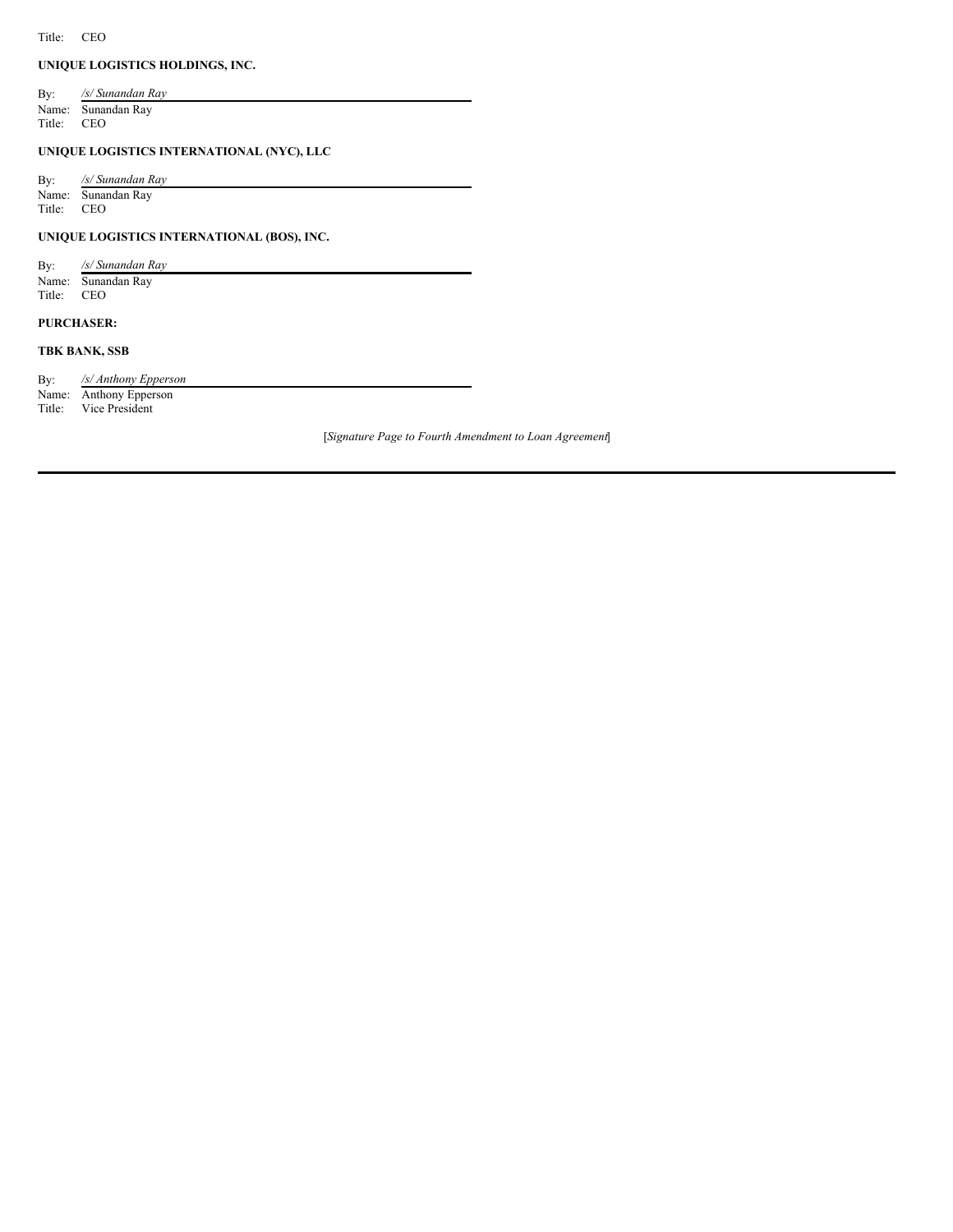Title: CEO

**UNIQUE LOGISTICS HOLDINGS, INC.**

By: */s/ Sunandan Ray*
Name: Sunandan Ray
Title: CEO

**UNIQUE LOGISTICS INTERNATIONAL (NYC), LLC**

By: */s/ Sunandan Ray*
Name: Sunandan Ray
Title: CEO

**UNIQUE LOGISTICS INTERNATIONAL (BOS), INC.**

By: */s/ Sunandan Ray*
Name: Sunandan Ray
Title: CEO

**PURCHASER:**

**TBK BANK, SSB**

By: */s/ Anthony Epperson*
Name: Anthony Epperson
Title: Vice President

[*Signature Page to Fourth Amendment to Loan Agreement*]